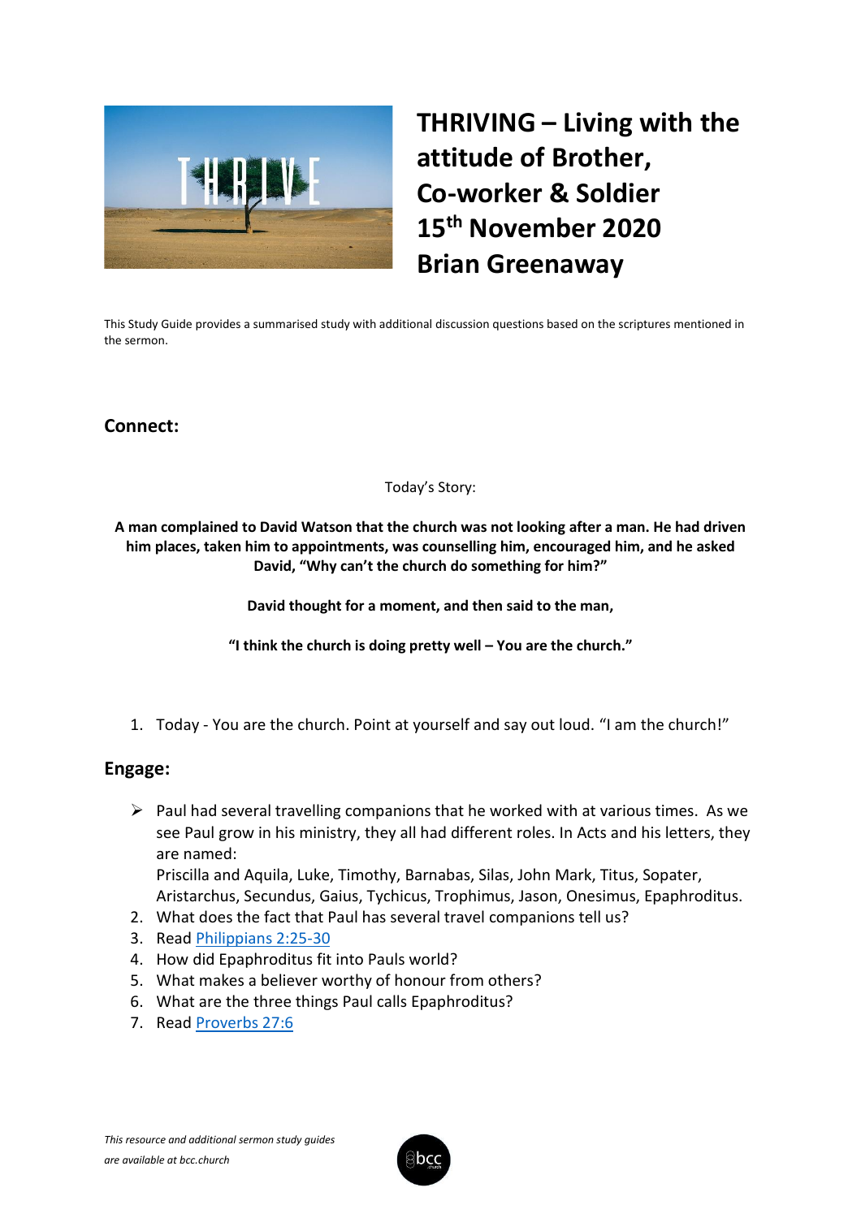# THRIVING – Living with the attitude of Brother, Co-worker & Soldier
# 15th November 2020
# Brian Greenaway

This Study Guide provides a summarised study with additional discussion questions based on the scriptures mentioned in the sermon.

## Connect:

Today's Story:

**A man complained to David Watson that the church was not looking after a man. He had driven him places, taken him to appointments, was counselling him, encouraged him, and he asked David, "Why can't the church do something for him?"**

**David thought for a moment, and then said to the man,**

**"I think the church is doing pretty well – You are the church."**

1. Today - You are the church. Point at yourself and say out loud. "I am the church!"

## Engage:

- Paul had several travelling companions that he worked with at various times. As we see Paul grow in his ministry, they all had different roles. In Acts and his letters, they are named:
  Priscilla and Aquila, Luke, Timothy, Barnabas, Silas, John Mark, Titus, Sopater, Aristarchus, Secundus, Gaius, Tychicus, Trophimus, Jason, Onesimus, Epaphroditus.

2. What does the fact that Paul has several travel companions tell us?
3. Read Philippians 2:25-30
4. How did Epaphroditus fit into Pauls world?
5. What makes a believer worthy of honour from others?
6. What are the three things Paul calls Epaphroditus?
7. Read Proverbs 27:6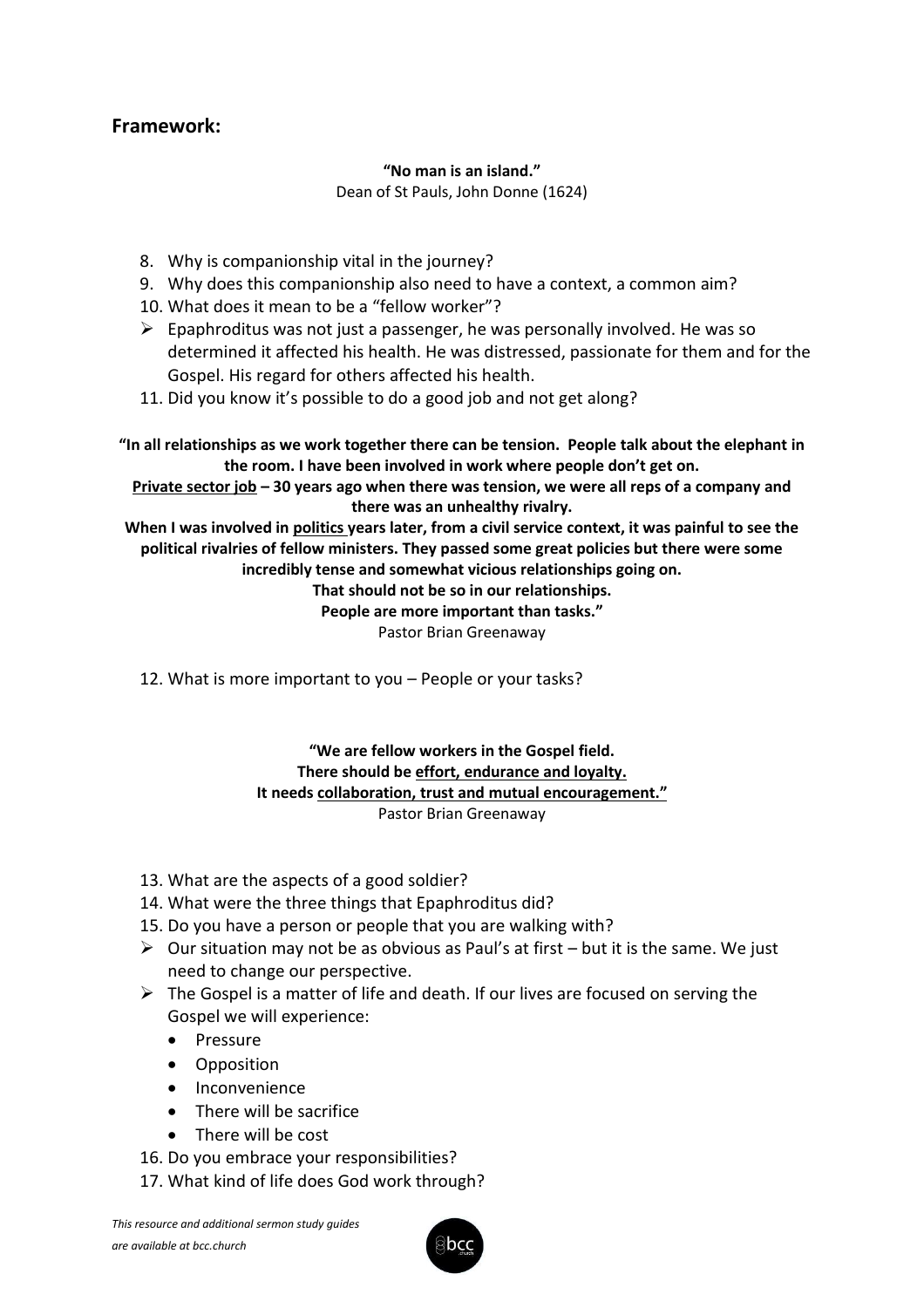## Framework:

**"No man is an island."**
Dean of St Pauls, John Donne (1624)

8. Why is companionship vital in the journey?
9. Why does this companionship also need to have a context, a common aim?
10. What does it mean to be a "fellow worker"?

- Epaphroditus was not just a passenger, he was personally involved. He was so determined it affected his health. He was distressed, passionate for them and for the Gospel. His regard for others affected his health.

11. Did you know it's possible to do a good job and not get along?

**"In all relationships as we work together there can be tension. People talk about the elephant in the room. I have been involved in work where people don't get on.**
**<u>Private sector job</u> – 30 years ago when there was tension, we were all reps of a company and there was an unhealthy rivalry.**
**When I was involved in <u>politics</u> years later, from a civil service context, it was painful to see the political rivalries of fellow ministers. They passed some great policies but there were some incredibly tense and somewhat vicious relationships going on.**
**That should not be so in our relationships.**
**People are more important than tasks."**
Pastor Brian Greenaway

12. What is more important to you – People or your tasks?

**"We are fellow workers in the Gospel field.**
**There should be <u>effort, endurance and loyalty.</u>**
**It needs <u>collaboration, trust and mutual encouragement."</u>**
Pastor Brian Greenaway

13. What are the aspects of a good soldier?
14. What were the three things that Epaphroditus did?
15. Do you have a person or people that you are walking with?

- Our situation may not be as obvious as Paul's at first – but it is the same. We just need to change our perspective.
- The Gospel is a matter of life and death. If our lives are focused on serving the Gospel we will experience:
  - Pressure
  - Opposition
  - Inconvenience
  - There will be sacrifice
  - There will be cost

16. Do you embrace your responsibilities?
17. What kind of life does God work through?

*This resource and additional sermon study guides are available at bcc.church*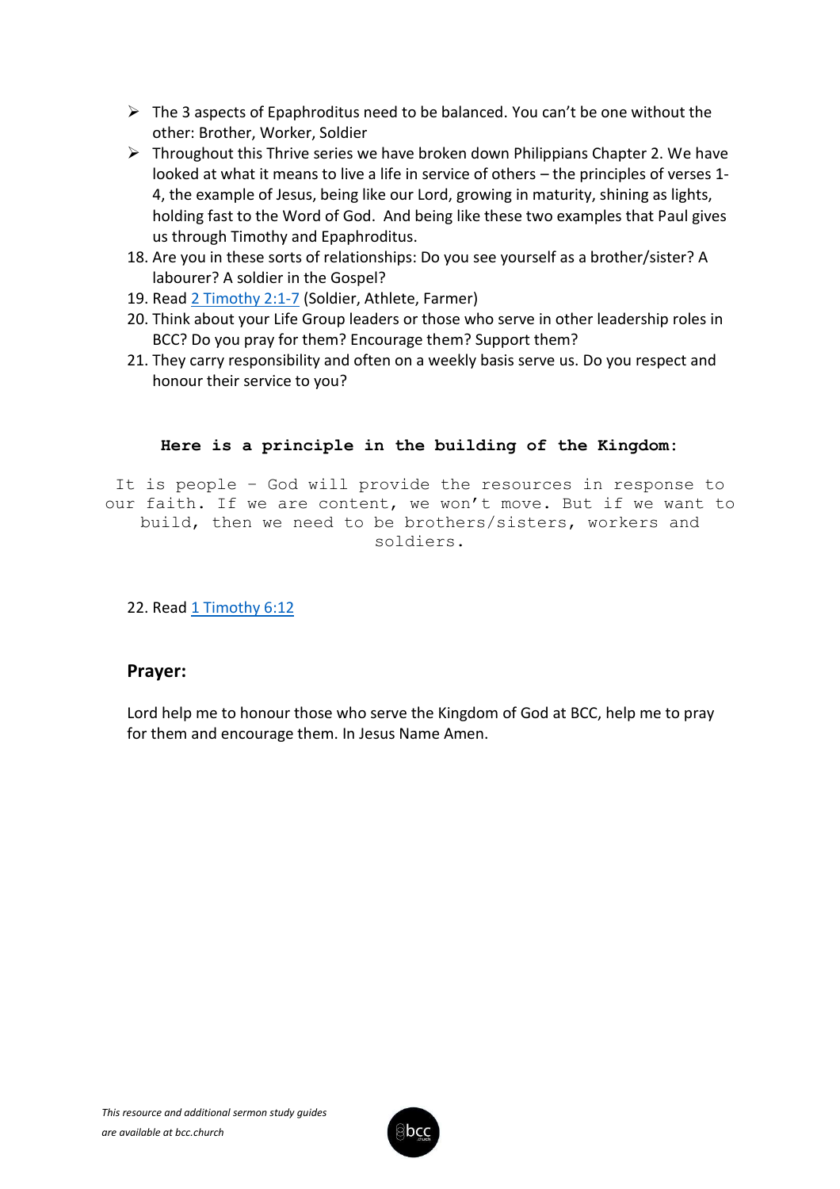- The 3 aspects of Epaphroditus need to be balanced. You can't be one without the other: Brother, Worker, Soldier
- Throughout this Thrive series we have broken down Philippians Chapter 2. We have looked at what it means to live a life in service of others – the principles of verses 1-4, the example of Jesus, being like our Lord, growing in maturity, shining as lights, holding fast to the Word of God. And being like these two examples that Paul gives us through Timothy and Epaphroditus.

18. Are you in these sorts of relationships: Do you see yourself as a brother/sister? A labourer? A soldier in the Gospel?
19. Read 2 Timothy 2:1-7 (Soldier, Athlete, Farmer)
20. Think about your Life Group leaders or those who serve in other leadership roles in BCC? Do you pray for them? Encourage them? Support them?
21. They carry responsibility and often on a weekly basis serve us. Do you respect and honour their service to you?

**Here is a principle in the building of the Kingdom:**

It is people – God will provide the resources in response to our faith. If we are content, we won't move. But if we want to build, then we need to be brothers/sisters, workers and soldiers.

22. Read 1 Timothy 6:12

## Prayer:

Lord help me to honour those who serve the Kingdom of God at BCC, help me to pray for them and encourage them. In Jesus Name Amen.

*This resource and additional sermon study guides are available at bcc.church*